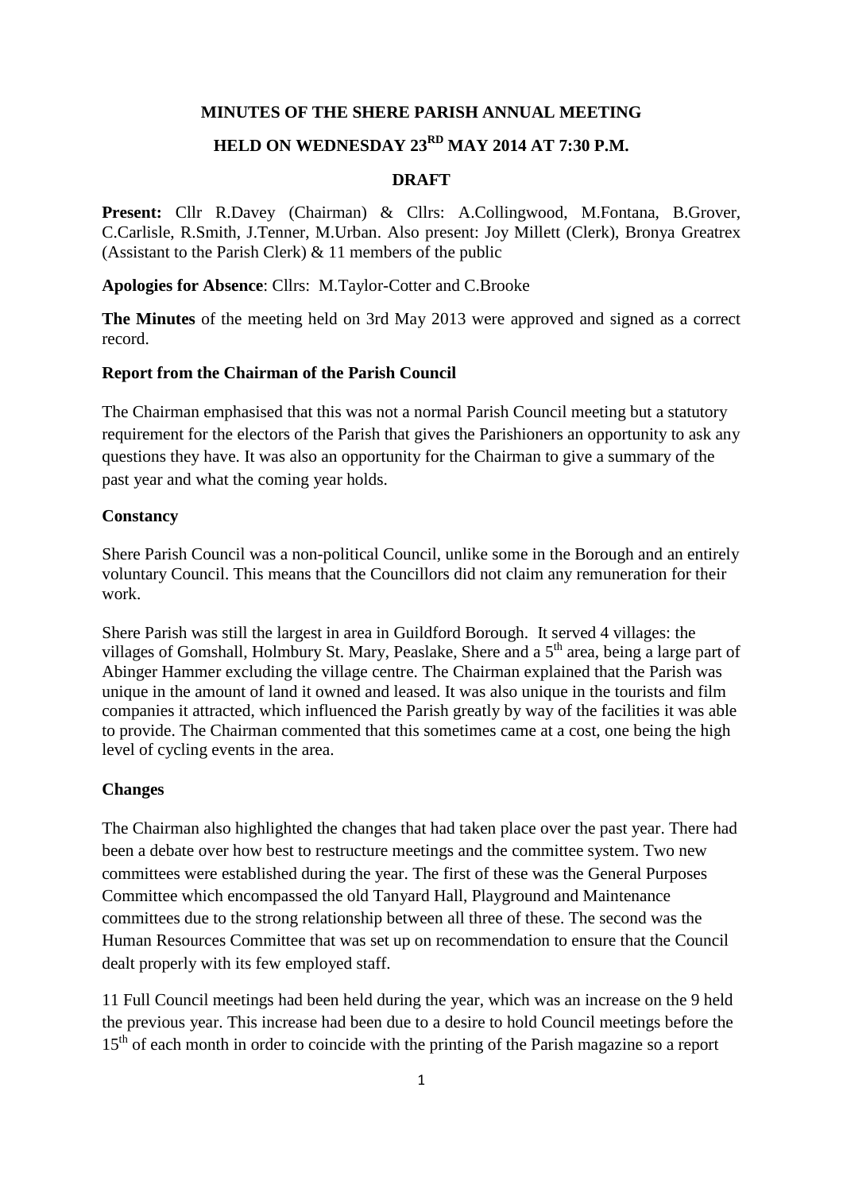**MINUTES OF THE SHERE PARISH ANNUAL MEETING**

**HELD ON WEDNESDAY 23RD MAY 2014 AT 7:30 P.M.**

**DRAFT**

**Present:** Cllr R.Davey (Chairman) & Cllrs: A.Collingwood, M.Fontana, B.Grover, C.Carlisle, R.Smith, J.Tenner, M.Urban. Also present: Joy Millett (Clerk), Bronya Greatrex (Assistant to the Parish Clerk) & 11 members of the public

**Apologies for Absence**: Cllrs: M.Taylor-Cotter and C.Brooke

**The Minutes** of the meeting held on 3rd May 2013 were approved and signed as a correct record.

**Report from the Chairman of the Parish Council**

The Chairman emphasised that this was not a normal Parish Council meeting but a statutory requirement for the electors of the Parish that gives the Parishioners an opportunity to ask any questions they have. It was also an opportunity for the Chairman to give a summary of the past year and what the coming year holds.

**Constancy**

Shere Parish Council was a non-political Council, unlike some in the Borough and an entirely voluntary Council. This means that the Councillors did not claim any remuneration for their work.

Shere Parish was still the largest in area in Guildford Borough. It served 4 villages: the villages of Gomshall, Holmbury St. Mary, Peaslake, Shere and a 5th area, being a large part of Abinger Hammer excluding the village centre. The Chairman explained that the Parish was unique in the amount of land it owned and leased. It was also unique in the tourists and film companies it attracted, which influenced the Parish greatly by way of the facilities it was able to provide. The Chairman commented that this sometimes came at a cost, one being the high level of cycling events in the area.

**Changes**

The Chairman also highlighted the changes that had taken place over the past year. There had been a debate over how best to restructure meetings and the committee system. Two new committees were established during the year. The first of these was the General Purposes Committee which encompassed the old Tanyard Hall, Playground and Maintenance committees due to the strong relationship between all three of these. The second was the Human Resources Committee that was set up on recommendation to ensure that the Council dealt properly with its few employed staff.

11 Full Council meetings had been held during the year, which was an increase on the 9 held the previous year. This increase had been due to a desire to hold Council meetings before the 15th of each month in order to coincide with the printing of the Parish magazine so a report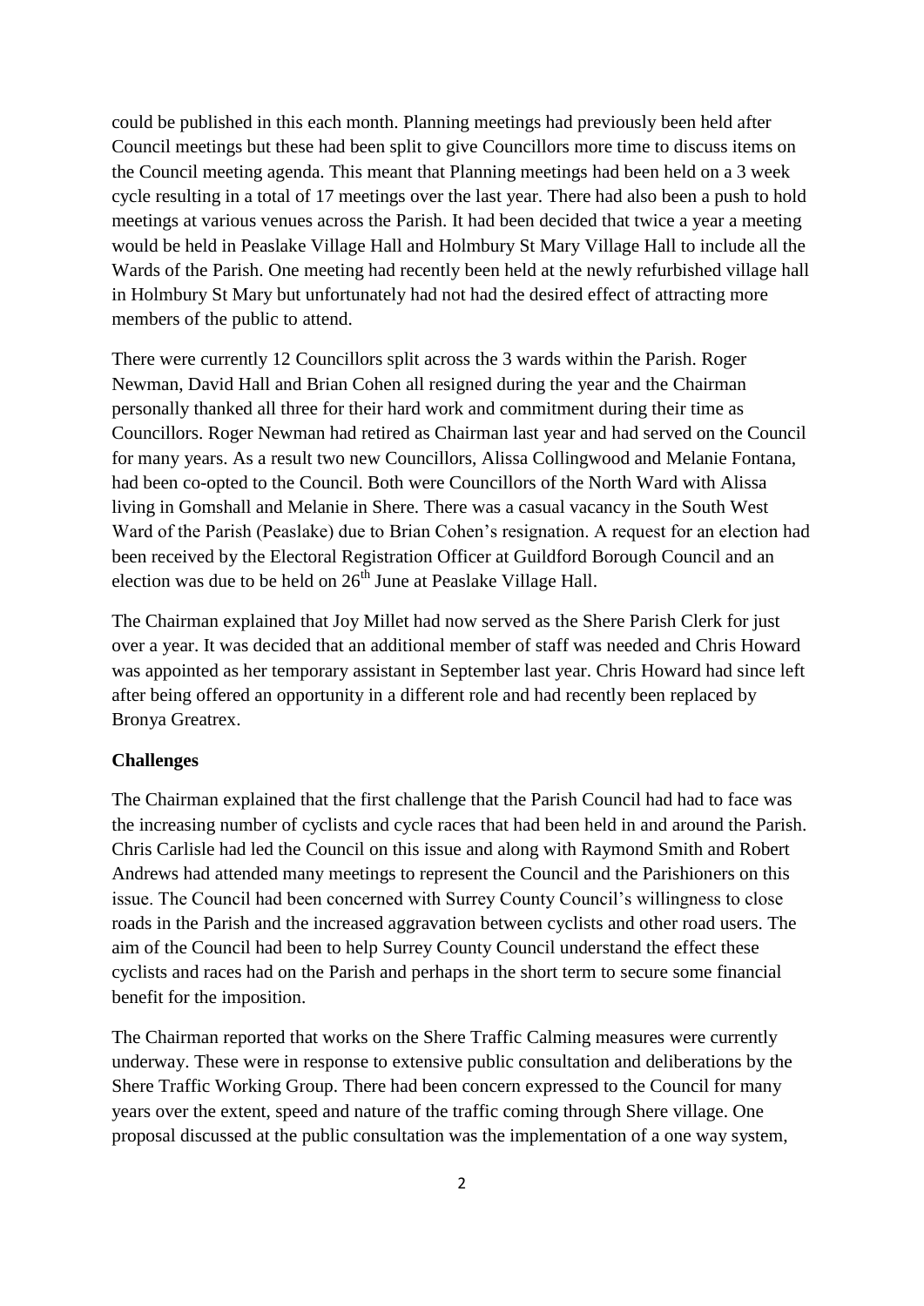could be published in this each month. Planning meetings had previously been held after Council meetings but these had been split to give Councillors more time to discuss items on the Council meeting agenda. This meant that Planning meetings had been held on a 3 week cycle resulting in a total of 17 meetings over the last year. There had also been a push to hold meetings at various venues across the Parish. It had been decided that twice a year a meeting would be held in Peaslake Village Hall and Holmbury St Mary Village Hall to include all the Wards of the Parish. One meeting had recently been held at the newly refurbished village hall in Holmbury St Mary but unfortunately had not had the desired effect of attracting more members of the public to attend.

There were currently 12 Councillors split across the 3 wards within the Parish. Roger Newman, David Hall and Brian Cohen all resigned during the year and the Chairman personally thanked all three for their hard work and commitment during their time as Councillors. Roger Newman had retired as Chairman last year and had served on the Council for many years. As a result two new Councillors, Alissa Collingwood and Melanie Fontana, had been co-opted to the Council. Both were Councillors of the North Ward with Alissa living in Gomshall and Melanie in Shere. There was a casual vacancy in the South West Ward of the Parish (Peaslake) due to Brian Cohen's resignation. A request for an election had been received by the Electoral Registration Officer at Guildford Borough Council and an election was due to be held on 26th June at Peaslake Village Hall.

The Chairman explained that Joy Millet had now served as the Shere Parish Clerk for just over a year. It was decided that an additional member of staff was needed and Chris Howard was appointed as her temporary assistant in September last year. Chris Howard had since left after being offered an opportunity in a different role and had recently been replaced by Bronya Greatrex.

**Challenges**

The Chairman explained that the first challenge that the Parish Council had had to face was the increasing number of cyclists and cycle races that had been held in and around the Parish. Chris Carlisle had led the Council on this issue and along with Raymond Smith and Robert Andrews had attended many meetings to represent the Council and the Parishioners on this issue. The Council had been concerned with Surrey County Council's willingness to close roads in the Parish and the increased aggravation between cyclists and other road users. The aim of the Council had been to help Surrey County Council understand the effect these cyclists and races had on the Parish and perhaps in the short term to secure some financial benefit for the imposition.

The Chairman reported that works on the Shere Traffic Calming measures were currently underway. These were in response to extensive public consultation and deliberations by the Shere Traffic Working Group. There had been concern expressed to the Council for many years over the extent, speed and nature of the traffic coming through Shere village. One proposal discussed at the public consultation was the implementation of a one way system,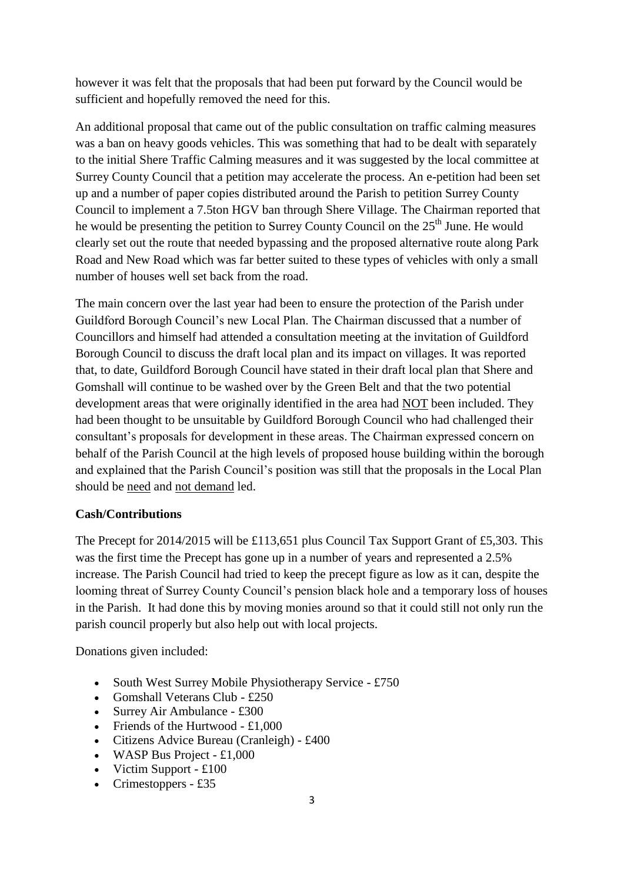however it was felt that the proposals that had been put forward by the Council would be sufficient and hopefully removed the need for this.

An additional proposal that came out of the public consultation on traffic calming measures was a ban on heavy goods vehicles. This was something that had to be dealt with separately to the initial Shere Traffic Calming measures and it was suggested by the local committee at Surrey County Council that a petition may accelerate the process. An e-petition had been set up and a number of paper copies distributed around the Parish to petition Surrey County Council to implement a 7.5ton HGV ban through Shere Village. The Chairman reported that he would be presenting the petition to Surrey County Council on the 25th June. He would clearly set out the route that needed bypassing and the proposed alternative route along Park Road and New Road which was far better suited to these types of vehicles with only a small number of houses well set back from the road.

The main concern over the last year had been to ensure the protection of the Parish under Guildford Borough Council's new Local Plan. The Chairman discussed that a number of Councillors and himself had attended a consultation meeting at the invitation of Guildford Borough Council to discuss the draft local plan and its impact on villages. It was reported that, to date, Guildford Borough Council have stated in their draft local plan that Shere and Gomshall will continue to be washed over by the Green Belt and that the two potential development areas that were originally identified in the area had <u>NOT</u> been included. They had been thought to be unsuitable by Guildford Borough Council who had challenged their consultant's proposals for development in these areas. The Chairman expressed concern on behalf of the Parish Council at the high levels of proposed house building within the borough and explained that the Parish Council's position was still that the proposals in the Local Plan should be <u>need</u> and <u>not demand</u> led.

**Cash/Contributions**

The Precept for 2014/2015 will be £113,651 plus Council Tax Support Grant of £5,303. This was the first time the Precept has gone up in a number of years and represented a 2.5% increase. The Parish Council had tried to keep the precept figure as low as it can, despite the looming threat of Surrey County Council's pension black hole and a temporary loss of houses in the Parish. It had done this by moving monies around so that it could still not only run the parish council properly but also help out with local projects.

Donations given included:

- South West Surrey Mobile Physiotherapy Service - £750
- Gomshall Veterans Club - £250
- Surrey Air Ambulance - £300
- Friends of the Hurtwood - £1,000
- Citizens Advice Bureau (Cranleigh) - £400
- WASP Bus Project - £1,000
- Victim Support - £100
- Crimestoppers - £35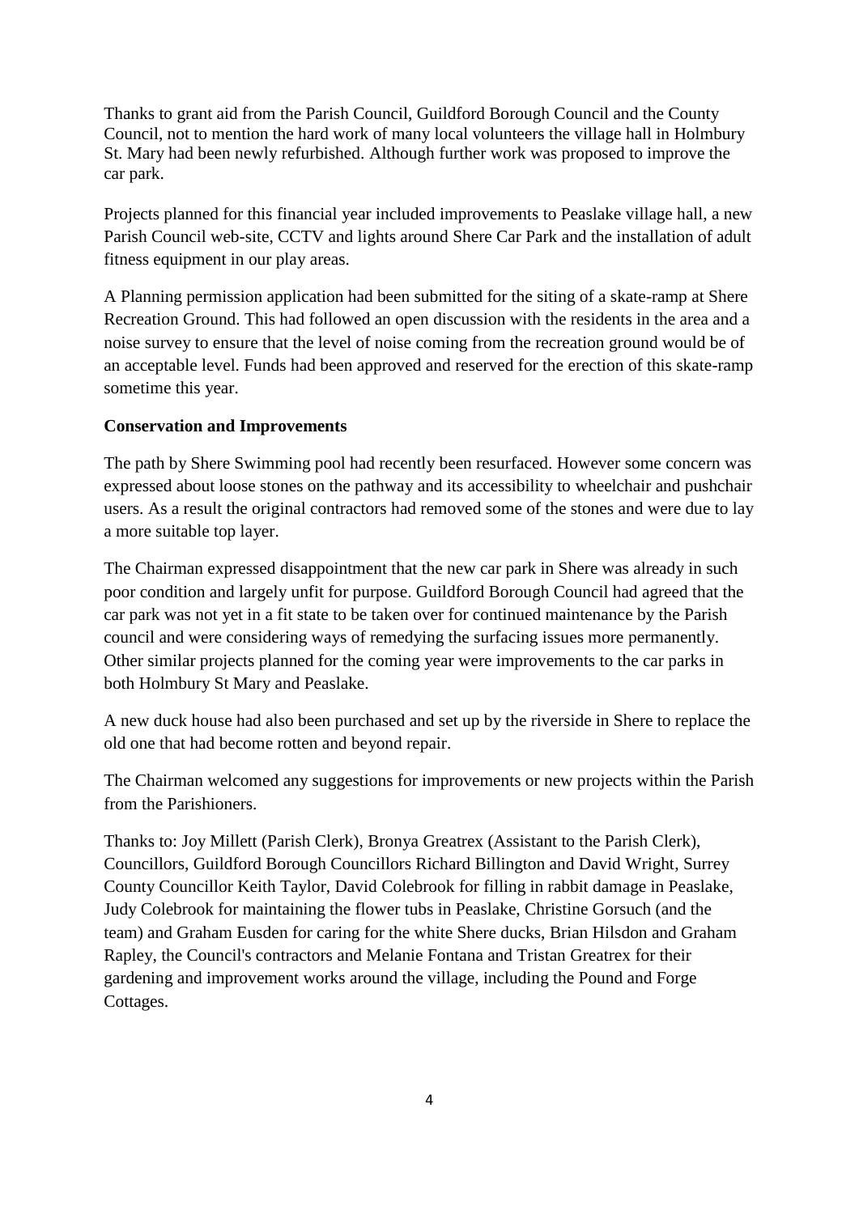Thanks to grant aid from the Parish Council, Guildford Borough Council and the County Council, not to mention the hard work of many local volunteers the village hall in Holmbury St. Mary had been newly refurbished. Although further work was proposed to improve the car park.

Projects planned for this financial year included improvements to Peaslake village hall, a new Parish Council web-site, CCTV and lights around Shere Car Park and the installation of adult fitness equipment in our play areas.

A Planning permission application had been submitted for the siting of a skate-ramp at Shere Recreation Ground. This had followed an open discussion with the residents in the area and a noise survey to ensure that the level of noise coming from the recreation ground would be of an acceptable level. Funds had been approved and reserved for the erection of this skate-ramp sometime this year.

**Conservation and Improvements**

The path by Shere Swimming pool had recently been resurfaced. However some concern was expressed about loose stones on the pathway and its accessibility to wheelchair and pushchair users. As a result the original contractors had removed some of the stones and were due to lay a more suitable top layer.

The Chairman expressed disappointment that the new car park in Shere was already in such poor condition and largely unfit for purpose. Guildford Borough Council had agreed that the car park was not yet in a fit state to be taken over for continued maintenance by the Parish council and were considering ways of remedying the surfacing issues more permanently. Other similar projects planned for the coming year were improvements to the car parks in both Holmbury St Mary and Peaslake.

A new duck house had also been purchased and set up by the riverside in Shere to replace the old one that had become rotten and beyond repair.

The Chairman welcomed any suggestions for improvements or new projects within the Parish from the Parishioners.

Thanks to: Joy Millett (Parish Clerk), Bronya Greatrex (Assistant to the Parish Clerk), Councillors, Guildford Borough Councillors Richard Billington and David Wright, Surrey County Councillor Keith Taylor, David Colebrook for filling in rabbit damage in Peaslake, Judy Colebrook for maintaining the flower tubs in Peaslake, Christine Gorsuch (and the team) and Graham Eusden for caring for the white Shere ducks, Brian Hilsdon and Graham Rapley, the Council's contractors and Melanie Fontana and Tristan Greatrex for their gardening and improvement works around the village, including the Pound and Forge Cottages.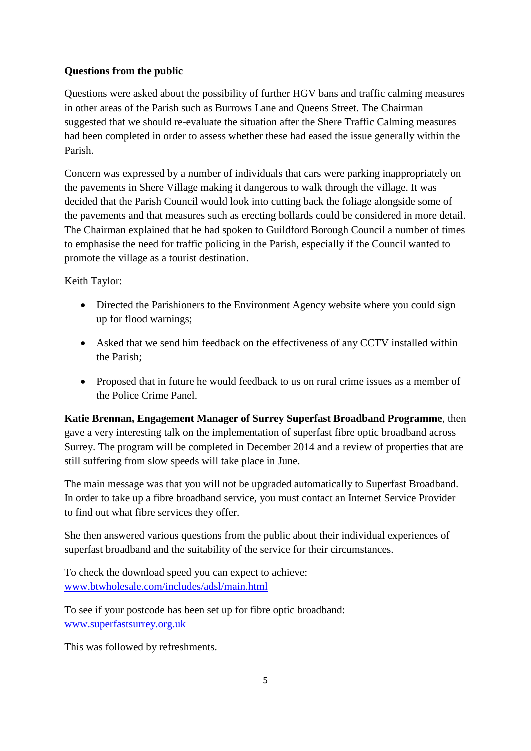**Questions from the public**

Questions were asked about the possibility of further HGV bans and traffic calming measures in other areas of the Parish such as Burrows Lane and Queens Street. The Chairman suggested that we should re-evaluate the situation after the Shere Traffic Calming measures had been completed in order to assess whether these had eased the issue generally within the Parish.

Concern was expressed by a number of individuals that cars were parking inappropriately on the pavements in Shere Village making it dangerous to walk through the village. It was decided that the Parish Council would look into cutting back the foliage alongside some of the pavements and that measures such as erecting bollards could be considered in more detail. The Chairman explained that he had spoken to Guildford Borough Council a number of times to emphasise the need for traffic policing in the Parish, especially if the Council wanted to promote the village as a tourist destination.

Keith Taylor:

- Directed the Parishioners to the Environment Agency website where you could sign up for flood warnings;
- Asked that we send him feedback on the effectiveness of any CCTV installed within the Parish;
- Proposed that in future he would feedback to us on rural crime issues as a member of the Police Crime Panel.

**Katie Brennan, Engagement Manager of Surrey Superfast Broadband Programme**, then gave a very interesting talk on the implementation of superfast fibre optic broadband across Surrey. The program will be completed in December 2014 and a review of properties that are still suffering from slow speeds will take place in June.

The main message was that you will not be upgraded automatically to Superfast Broadband. In order to take up a fibre broadband service, you must contact an Internet Service Provider to find out what fibre services they offer.

She then answered various questions from the public about their individual experiences of superfast broadband and the suitability of the service for their circumstances.

To check the download speed you can expect to achieve:
[www.btwholesale.com/includes/adsl/main.html](http://www.btwholesale.com/includes/adsl/main.html)

To see if your postcode has been set up for fibre optic broadband:
[www.superfastsurrey.org.uk](http://www.superfastsurrey.org.uk)

This was followed by refreshments.